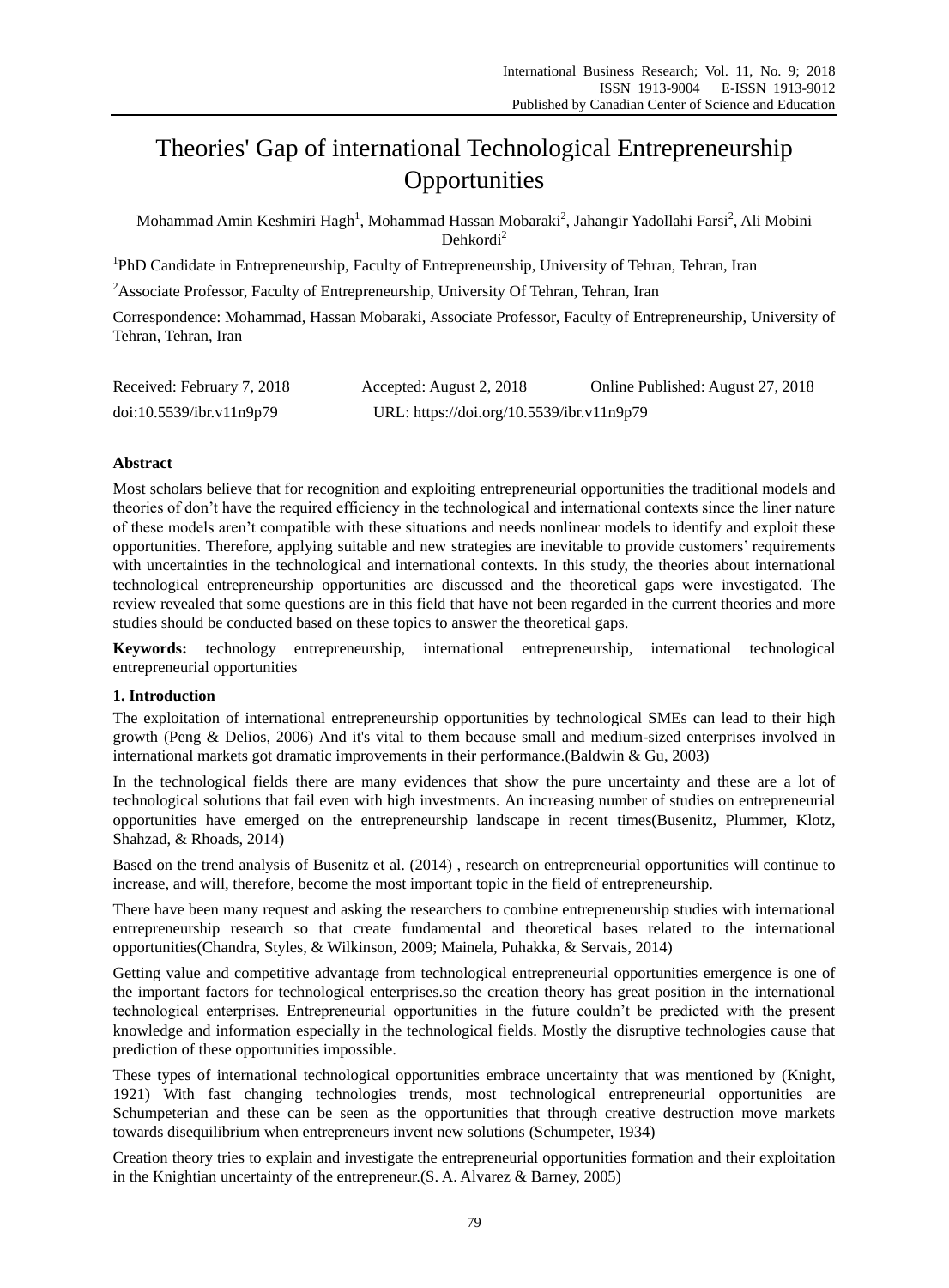# Theories' Gap of international Technological Entrepreneurship Opportunities

Mohammad Amin Keshmiri Hagh[1], Mohammad Hassan Mobaraki[2], Jahangir Yadollahi Farsi[2], Ali Mobini Dehkordi[2]

[1]PhD Candidate in Entrepreneurship, Faculty of Entrepreneurship, University of Tehran, Tehran, Iran

[2]Associate Professor, Faculty of Entrepreneurship, University Of Tehran, Tehran, Iran

Correspondence: Mohammad, Hassan Mobaraki, Associate Professor, Faculty of Entrepreneurship, University of Tehran, Tehran, Iran

Received: February 7, 2018 Accepted: August 2, 2018 Online Published: August 27, 2018

doi:10.5539/ibr.v11n9p79 URL: https://doi.org/10.5539/ibr.v11n9p79

## Abstract

Most scholars believe that for recognition and exploiting entrepreneurial opportunities the traditional models and theories of don't have the required efficiency in the technological and international contexts since the liner nature of these models aren't compatible with these situations and needs nonlinear models to identify and exploit these opportunities. Therefore, applying suitable and new strategies are inevitable to provide customers' requirements with uncertainties in the technological and international contexts. In this study, the theories about international technological entrepreneurship opportunities are discussed and the theoretical gaps were investigated. The review revealed that some questions are in this field that have not been regarded in the current theories and more studies should be conducted based on these topics to answer the theoretical gaps.

**Keywords:** technology entrepreneurship, international entrepreneurship, international technological entrepreneurial opportunities

## 1. Introduction

The exploitation of international entrepreneurship opportunities by technological SMEs can lead to their high growth (Peng & Delios, 2006) And it's vital to them because small and medium-sized enterprises involved in international markets got dramatic improvements in their performance.(Baldwin & Gu, 2003)

In the technological fields there are many evidences that show the pure uncertainty and these are a lot of technological solutions that fail even with high investments. An increasing number of studies on entrepreneurial opportunities have emerged on the entrepreneurship landscape in recent times(Busenitz, Plummer, Klotz, Shahzad, & Rhoads, 2014)

Based on the trend analysis of Busenitz et al. (2014) , research on entrepreneurial opportunities will continue to increase, and will, therefore, become the most important topic in the field of entrepreneurship.

There have been many request and asking the researchers to combine entrepreneurship studies with international entrepreneurship research so that create fundamental and theoretical bases related to the international opportunities(Chandra, Styles, & Wilkinson, 2009; Mainela, Puhakka, & Servais, 2014)

Getting value and competitive advantage from technological entrepreneurial opportunities emergence is one of the important factors for technological enterprises.so the creation theory has great position in the international technological enterprises. Entrepreneurial opportunities in the future couldn't be predicted with the present knowledge and information especially in the technological fields. Mostly the disruptive technologies cause that prediction of these opportunities impossible.

These types of international technological opportunities embrace uncertainty that was mentioned by (Knight, 1921) With fast changing technologies trends, most technological entrepreneurial opportunities are Schumpeterian and these can be seen as the opportunities that through creative destruction move markets towards disequilibrium when entrepreneurs invent new solutions (Schumpeter, 1934)

Creation theory tries to explain and investigate the entrepreneurial opportunities formation and their exploitation in the Knightian uncertainty of the entrepreneur.(S. A. Alvarez & Barney, 2005)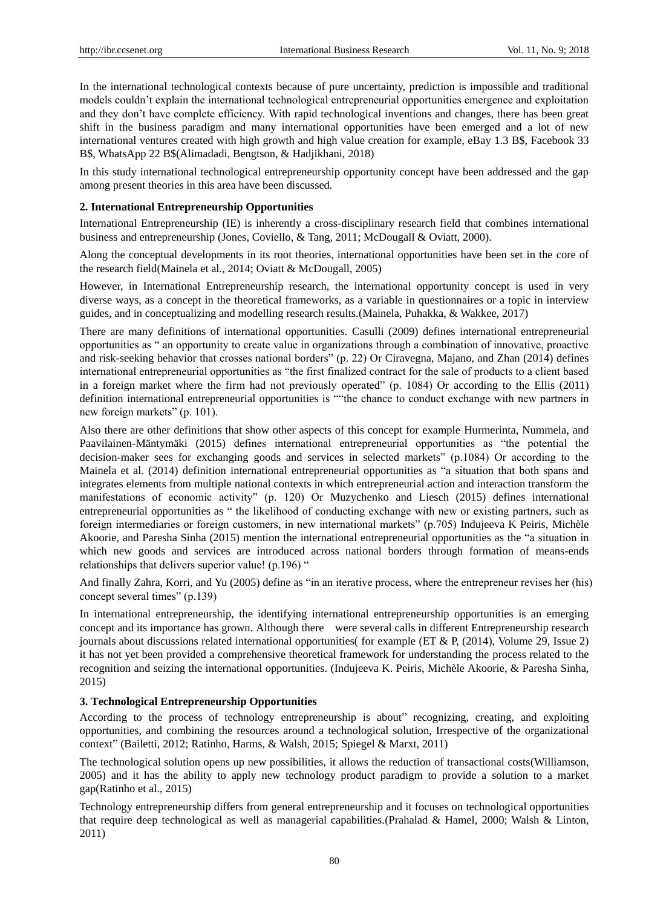In the international technological contexts because of pure uncertainty, prediction is impossible and traditional models couldn't explain the international technological entrepreneurial opportunities emergence and exploitation and they don't have complete efficiency. With rapid technological inventions and changes, there has been great shift in the business paradigm and many international opportunities have been emerged and a lot of new international ventures created with high growth and high value creation for example, eBay 1.3 B$, Facebook 33 B$, WhatsApp 22 B$(Alimadadi, Bengtson, & Hadjikhani, 2018)

In this study international technological entrepreneurship opportunity concept have been addressed and the gap among present theories in this area have been discussed.

## 2. International Entrepreneurship Opportunities

International Entrepreneurship (IE) is inherently a cross-disciplinary research field that combines international business and entrepreneurship (Jones, Coviello, & Tang, 2011; McDougall & Oviatt, 2000).

Along the conceptual developments in its root theories, international opportunities have been set in the core of the research field(Mainela et al., 2014; Oviatt & McDougall, 2005)

However, in International Entrepreneurship research, the international opportunity concept is used in very diverse ways, as a concept in the theoretical frameworks, as a variable in questionnaires or a topic in interview guides, and in conceptualizing and modelling research results.(Mainela, Puhakka, & Wakkee, 2017)

There are many definitions of international opportunities. Casulli (2009) defines international entrepreneurial opportunities as " an opportunity to create value in organizations through a combination of innovative, proactive and risk-seeking behavior that crosses national borders" (p. 22) Or Ciravegna, Majano, and Zhan (2014) defines international entrepreneurial opportunities as "the first finalized contract for the sale of products to a client based in a foreign market where the firm had not previously operated" (p. 1084) Or according to the Ellis (2011) definition international entrepreneurial opportunities is ""the chance to conduct exchange with new partners in new foreign markets" (p. 101).

Also there are other definitions that show other aspects of this concept for example Hurmerinta, Nummela, and Paavilainen-Mäntymäki (2015) defines international entrepreneurial opportunities as "the potential the decision-maker sees for exchanging goods and services in selected markets" (p.1084) Or according to the Mainela et al. (2014) definition international entrepreneurial opportunities as "a situation that both spans and integrates elements from multiple national contexts in which entrepreneurial action and interaction transform the manifestations of economic activity" (p. 120) Or Muzychenko and Liesch (2015) defines international entrepreneurial opportunities as " the likelihood of conducting exchange with new or existing partners, such as foreign intermediaries or foreign customers, in new international markets" (p.705) Indujeeva K Peiris, Michèle Akoorie, and Paresha Sinha (2015) mention the international entrepreneurial opportunities as the "a situation in which new goods and services are introduced across national borders through formation of means-ends relationships that delivers superior value! (p.196) "

And finally Zahra, Korri, and Yu (2005) define as "in an iterative process, where the entrepreneur revises her (his) concept several times" (p.139)

In international entrepreneurship, the identifying international entrepreneurship opportunities is an emerging concept and its importance has grown. Although there were several calls in different Entrepreneurship research journals about discussions related international opportunities( for example (ET & P, (2014), Volume 29, Issue 2) it has not yet been provided a comprehensive theoretical framework for understanding the process related to the recognition and seizing the international opportunities. (Indujeeva K. Peiris, Michèle Akoorie, & Paresha Sinha, 2015)

## 3. Technological Entrepreneurship Opportunities

According to the process of technology entrepreneurship is about" recognizing, creating, and exploiting opportunities, and combining the resources around a technological solution, Irrespective of the organizational context" (Bailetti, 2012; Ratinho, Harms, & Walsh, 2015; Spiegel & Marxt, 2011)

The technological solution opens up new possibilities, it allows the reduction of transactional costs(Williamson, 2005) and it has the ability to apply new technology product paradigm to provide a solution to a market gap(Ratinho et al., 2015)

Technology entrepreneurship differs from general entrepreneurship and it focuses on technological opportunities that require deep technological as well as managerial capabilities.(Prahalad & Hamel, 2000; Walsh & Linton, 2011)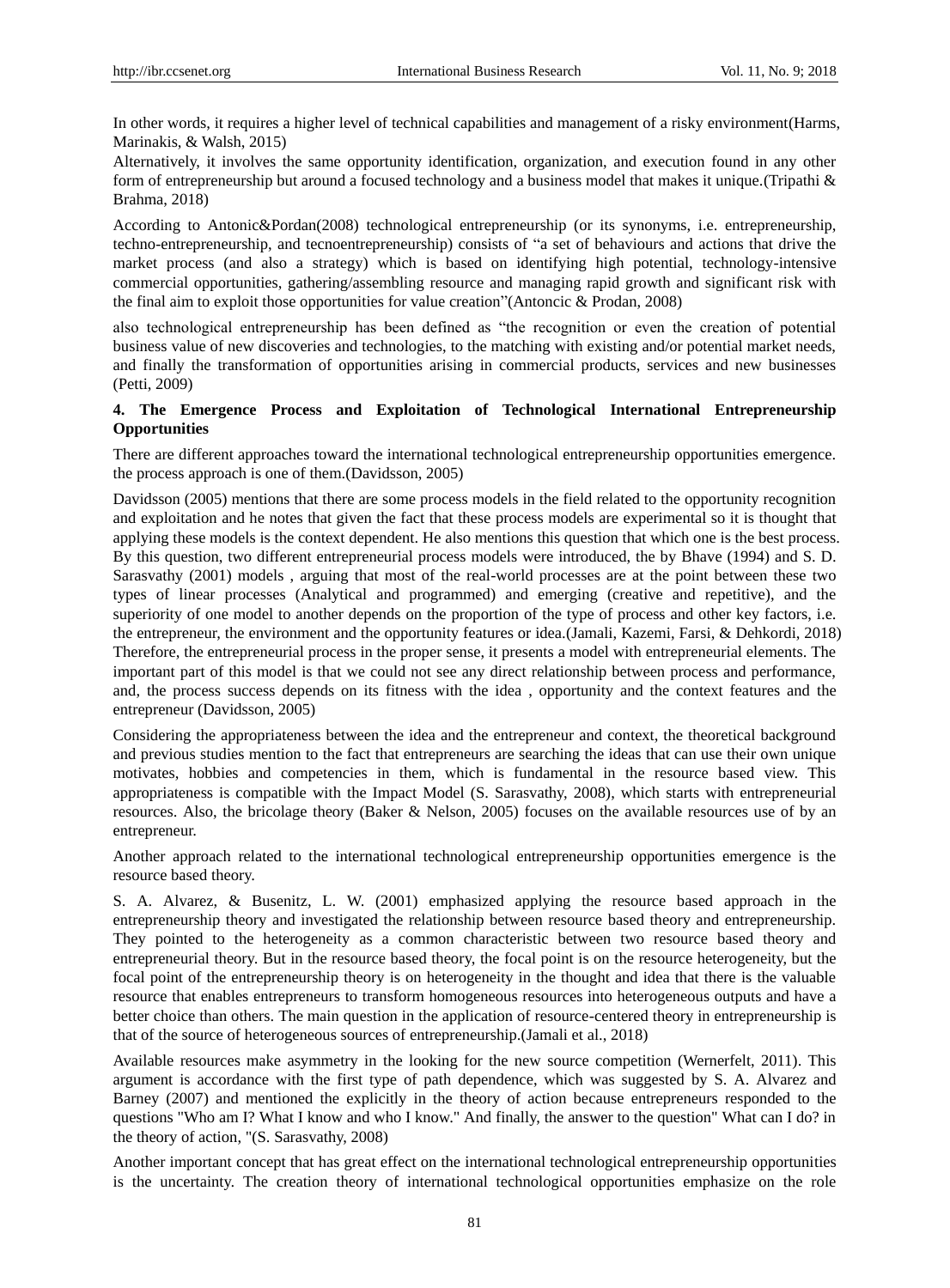In other words, it requires a higher level of technical capabilities and management of a risky environment(Harms, Marinakis, & Walsh, 2015)

Alternatively, it involves the same opportunity identification, organization, and execution found in any other form of entrepreneurship but around a focused technology and a business model that makes it unique.(Tripathi & Brahma, 2018)

According to Antonic&Pordan(2008) technological entrepreneurship (or its synonyms, i.e. entrepreneurship, techno-entrepreneurship, and tecnoentrepreneurship) consists of "a set of behaviours and actions that drive the market process (and also a strategy) which is based on identifying high potential, technology-intensive commercial opportunities, gathering/assembling resource and managing rapid growth and significant risk with the final aim to exploit those opportunities for value creation"(Antoncic & Prodan, 2008)

also technological entrepreneurship has been defined as "the recognition or even the creation of potential business value of new discoveries and technologies, to the matching with existing and/or potential market needs, and finally the transformation of opportunities arising in commercial products, services and new businesses (Petti, 2009)

## 4. The Emergence Process and Exploitation of Technological International Entrepreneurship Opportunities

There are different approaches toward the international technological entrepreneurship opportunities emergence. the process approach is one of them.(Davidsson, 2005)

Davidsson (2005) mentions that there are some process models in the field related to the opportunity recognition and exploitation and he notes that given the fact that these process models are experimental so it is thought that applying these models is the context dependent. He also mentions this question that which one is the best process. By this question, two different entrepreneurial process models were introduced, the by Bhave (1994) and S. D. Sarasvathy (2001) models , arguing that most of the real-world processes are at the point between these two types of linear processes (Analytical and programmed) and emerging (creative and repetitive), and the superiority of one model to another depends on the proportion of the type of process and other key factors, i.e. the entrepreneur, the environment and the opportunity features or idea.(Jamali, Kazemi, Farsi, & Dehkordi, 2018) Therefore, the entrepreneurial process in the proper sense, it presents a model with entrepreneurial elements. The important part of this model is that we could not see any direct relationship between process and performance, and, the process success depends on its fitness with the idea , opportunity and the context features and the entrepreneur (Davidsson, 2005)

Considering the appropriateness between the idea and the entrepreneur and context, the theoretical background and previous studies mention to the fact that entrepreneurs are searching the ideas that can use their own unique motivates, hobbies and competencies in them, which is fundamental in the resource based view. This appropriateness is compatible with the Impact Model (S. Sarasvathy, 2008), which starts with entrepreneurial resources. Also, the bricolage theory (Baker & Nelson, 2005) focuses on the available resources use of by an entrepreneur.

Another approach related to the international technological entrepreneurship opportunities emergence is the resource based theory.

S. A. Alvarez, & Busenitz, L. W. (2001) emphasized applying the resource based approach in the entrepreneurship theory and investigated the relationship between resource based theory and entrepreneurship. They pointed to the heterogeneity as a common characteristic between two resource based theory and entrepreneurial theory. But in the resource based theory, the focal point is on the resource heterogeneity, but the focal point of the entrepreneurship theory is on heterogeneity in the thought and idea that there is the valuable resource that enables entrepreneurs to transform homogeneous resources into heterogeneous outputs and have a better choice than others. The main question in the application of resource-centered theory in entrepreneurship is that of the source of heterogeneous sources of entrepreneurship.(Jamali et al., 2018)

Available resources make asymmetry in the looking for the new source competition (Wernerfelt, 2011). This argument is accordance with the first type of path dependence, which was suggested by S. A. Alvarez and Barney (2007) and mentioned the explicitly in the theory of action because entrepreneurs responded to the questions "Who am I? What I know and who I know." And finally, the answer to the question" What can I do? in the theory of action, "(S. Sarasvathy, 2008)

Another important concept that has great effect on the international technological entrepreneurship opportunities is the uncertainty. The creation theory of international technological opportunities emphasize on the role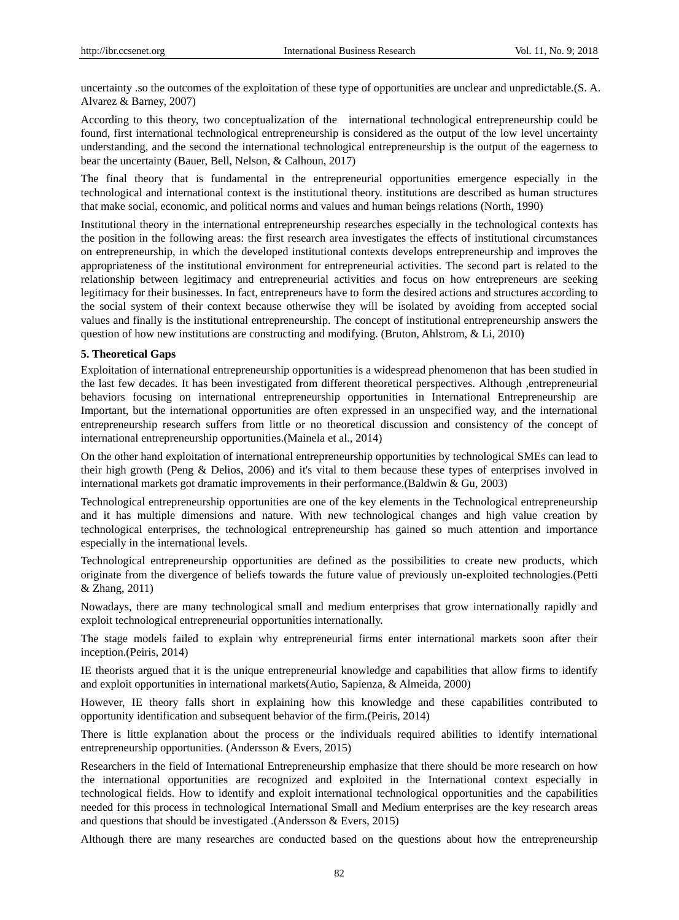uncertainty .so the outcomes of the exploitation of these type of opportunities are unclear and unpredictable.(S. A. Alvarez & Barney, 2007)

According to this theory, two conceptualization of the international technological entrepreneurship could be found, first international technological entrepreneurship is considered as the output of the low level uncertainty understanding, and the second the international technological entrepreneurship is the output of the eagerness to bear the uncertainty (Bauer, Bell, Nelson, & Calhoun, 2017)

The final theory that is fundamental in the entrepreneurial opportunities emergence especially in the technological and international context is the institutional theory. institutions are described as human structures that make social, economic, and political norms and values and human beings relations (North, 1990)

Institutional theory in the international entrepreneurship researches especially in the technological contexts has the position in the following areas: the first research area investigates the effects of institutional circumstances on entrepreneurship, in which the developed institutional contexts develops entrepreneurship and improves the appropriateness of the institutional environment for entrepreneurial activities. The second part is related to the relationship between legitimacy and entrepreneurial activities and focus on how entrepreneurs are seeking legitimacy for their businesses. In fact, entrepreneurs have to form the desired actions and structures according to the social system of their context because otherwise they will be isolated by avoiding from accepted social values and finally is the institutional entrepreneurship. The concept of institutional entrepreneurship answers the question of how new institutions are constructing and modifying. (Bruton, Ahlstrom, & Li, 2010)

**5. Theoretical Gaps**

Exploitation of international entrepreneurship opportunities is a widespread phenomenon that has been studied in the last few decades. It has been investigated from different theoretical perspectives. Although ,entrepreneurial behaviors focusing on international entrepreneurship opportunities in International Entrepreneurship are Important, but the international opportunities are often expressed in an unspecified way, and the international entrepreneurship research suffers from little or no theoretical discussion and consistency of the concept of international entrepreneurship opportunities.(Mainela et al., 2014)

On the other hand exploitation of international entrepreneurship opportunities by technological SMEs can lead to their high growth (Peng & Delios, 2006) and it's vital to them because these types of enterprises involved in international markets got dramatic improvements in their performance.(Baldwin & Gu, 2003)

Technological entrepreneurship opportunities are one of the key elements in the Technological entrepreneurship and it has multiple dimensions and nature. With new technological changes and high value creation by technological enterprises, the technological entrepreneurship has gained so much attention and importance especially in the international levels.

Technological entrepreneurship opportunities are defined as the possibilities to create new products, which originate from the divergence of beliefs towards the future value of previously un-exploited technologies.(Petti & Zhang, 2011)

Nowadays, there are many technological small and medium enterprises that grow internationally rapidly and exploit technological entrepreneurial opportunities internationally.

The stage models failed to explain why entrepreneurial firms enter international markets soon after their inception.(Peiris, 2014)

IE theorists argued that it is the unique entrepreneurial knowledge and capabilities that allow firms to identify and exploit opportunities in international markets(Autio, Sapienza, & Almeida, 2000)

However, IE theory falls short in explaining how this knowledge and these capabilities contributed to opportunity identification and subsequent behavior of the firm.(Peiris, 2014)

There is little explanation about the process or the individuals required abilities to identify international entrepreneurship opportunities. (Andersson & Evers, 2015)

Researchers in the field of International Entrepreneurship emphasize that there should be more research on how the international opportunities are recognized and exploited in the International context especially in technological fields. How to identify and exploit international technological opportunities and the capabilities needed for this process in technological International Small and Medium enterprises are the key research areas and questions that should be investigated .(Andersson & Evers, 2015)

Although there are many researches are conducted based on the questions about how the entrepreneurship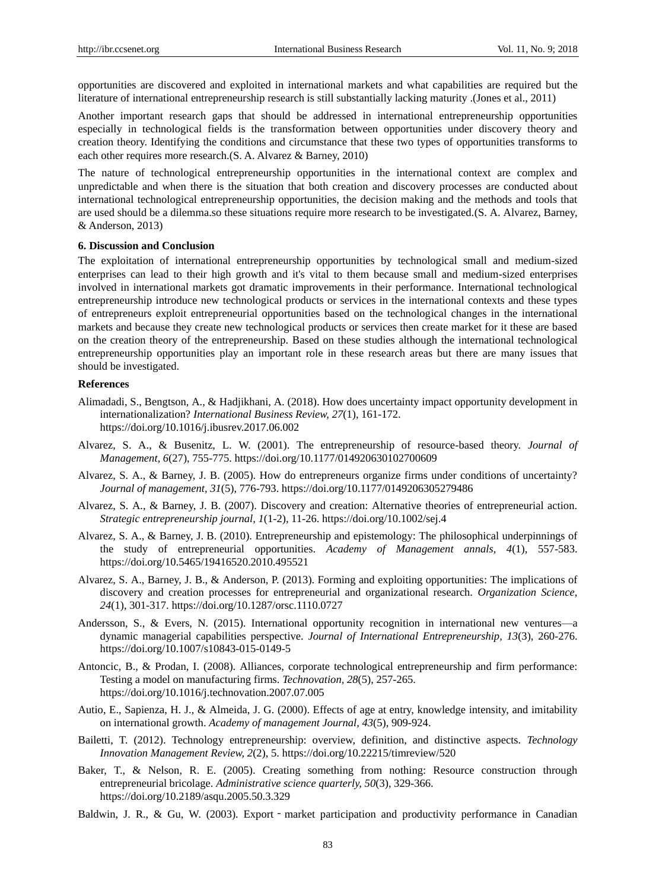opportunities are discovered and exploited in international markets and what capabilities are required but the literature of international entrepreneurship research is still substantially lacking maturity .(Jones et al., 2011)

Another important research gaps that should be addressed in international entrepreneurship opportunities especially in technological fields is the transformation between opportunities under discovery theory and creation theory. Identifying the conditions and circumstance that these two types of opportunities transforms to each other requires more research.(S. A. Alvarez & Barney, 2010)

The nature of technological entrepreneurship opportunities in the international context are complex and unpredictable and when there is the situation that both creation and discovery processes are conducted about international technological entrepreneurship opportunities, the decision making and the methods and tools that are used should be a dilemma.so these situations require more research to be investigated.(S. A. Alvarez, Barney, & Anderson, 2013)

### 6. Discussion and Conclusion

The exploitation of international entrepreneurship opportunities by technological small and medium-sized enterprises can lead to their high growth and it's vital to them because small and medium-sized enterprises involved in international markets got dramatic improvements in their performance. International technological entrepreneurship introduce new technological products or services in the international contexts and these types of entrepreneurs exploit entrepreneurial opportunities based on the technological changes in the international markets and because they create new technological products or services then create market for it these are based on the creation theory of the entrepreneurship. Based on these studies although the international technological entrepreneurship opportunities play an important role in these research areas but there are many issues that should be investigated.

### References

Alimadadi, S., Bengtson, A., & Hadjikhani, A. (2018). How does uncertainty impact opportunity development in internationalization? *International Business Review, 27*(1), 161-172. https://doi.org/10.1016/j.ibusrev.2017.06.002

Alvarez, S. A., & Busenitz, L. W. (2001). The entrepreneurship of resource-based theory. *Journal of Management, 6*(27), 755-775. https://doi.org/10.1177/014920630102700609

Alvarez, S. A., & Barney, J. B. (2005). How do entrepreneurs organize firms under conditions of uncertainty? *Journal of management, 31*(5), 776-793. https://doi.org/10.1177/0149206305279486

Alvarez, S. A., & Barney, J. B. (2007). Discovery and creation: Alternative theories of entrepreneurial action. *Strategic entrepreneurship journal, 1*(1-2), 11-26. https://doi.org/10.1002/sej.4

Alvarez, S. A., & Barney, J. B. (2010). Entrepreneurship and epistemology: The philosophical underpinnings of the study of entrepreneurial opportunities. *Academy of Management annals, 4*(1), 557-583. https://doi.org/10.5465/19416520.2010.495521

Alvarez, S. A., Barney, J. B., & Anderson, P. (2013). Forming and exploiting opportunities: The implications of discovery and creation processes for entrepreneurial and organizational research. *Organization Science, 24*(1), 301-317. https://doi.org/10.1287/orsc.1110.0727

Andersson, S., & Evers, N. (2015). International opportunity recognition in international new ventures—a dynamic managerial capabilities perspective. *Journal of International Entrepreneurship, 13*(3), 260-276. https://doi.org/10.1007/s10843-015-0149-5

Antoncic, B., & Prodan, I. (2008). Alliances, corporate technological entrepreneurship and firm performance: Testing a model on manufacturing firms. *Technovation, 28*(5), 257-265. https://doi.org/10.1016/j.technovation.2007.07.005

Autio, E., Sapienza, H. J., & Almeida, J. G. (2000). Effects of age at entry, knowledge intensity, and imitability on international growth. *Academy of management Journal, 43*(5), 909-924.

Bailetti, T. (2012). Technology entrepreneurship: overview, definition, and distinctive aspects. *Technology Innovation Management Review, 2*(2), 5. https://doi.org/10.22215/timreview/520

Baker, T., & Nelson, R. E. (2005). Creating something from nothing: Resource construction through entrepreneurial bricolage. *Administrative science quarterly, 50*(3), 329-366. https://doi.org/10.2189/asqu.2005.50.3.329

Baldwin, J. R., & Gu, W. (2003). Export‐market participation and productivity performance in Canadian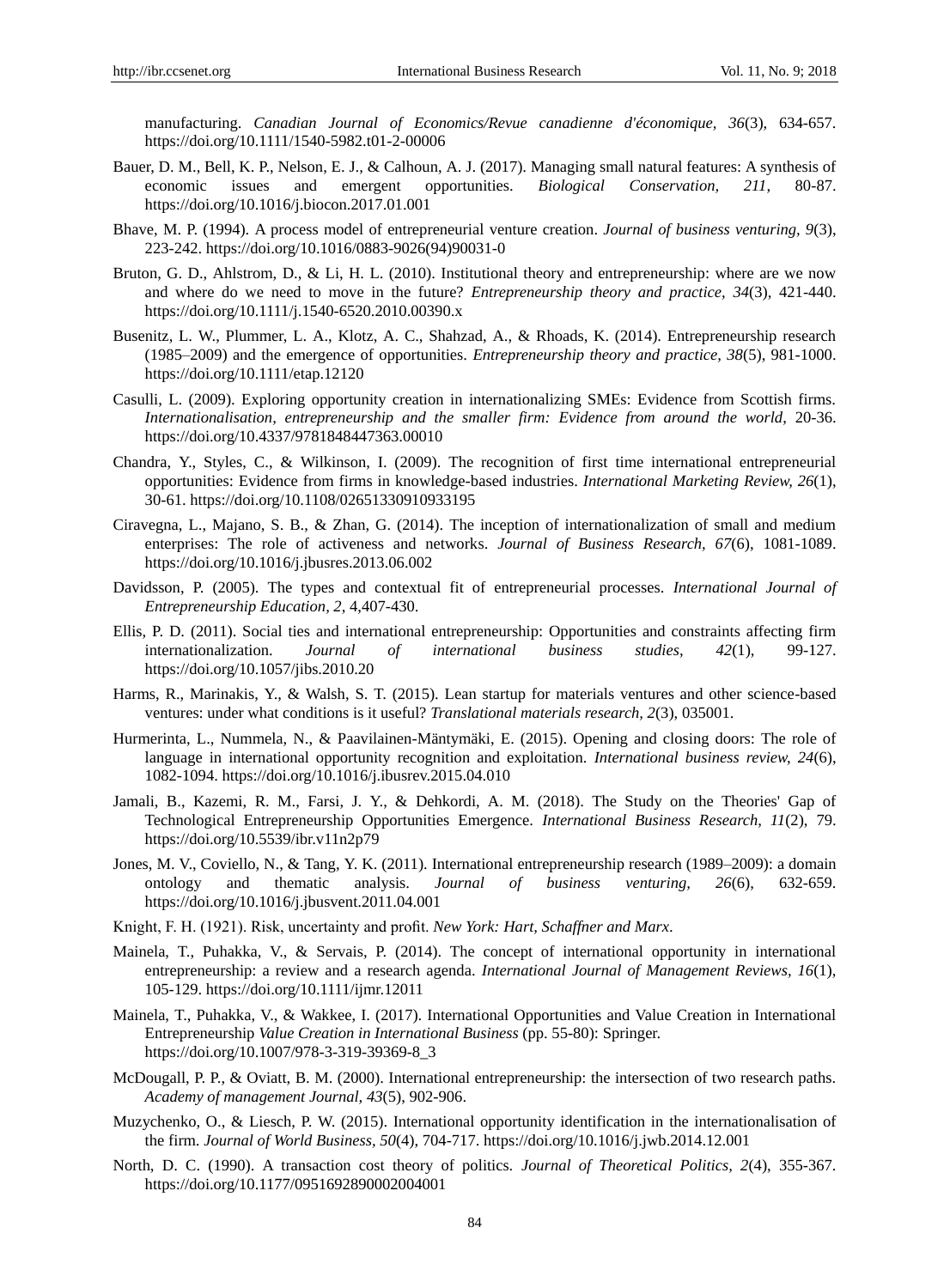manufacturing. *Canadian Journal of Economics/Revue canadienne d'économique, 36*(3), 634-657. https://doi.org/10.1111/1540-5982.t01-2-00006

Bauer, D. M., Bell, K. P., Nelson, E. J., & Calhoun, A. J. (2017). Managing small natural features: A synthesis of economic issues and emergent opportunities. *Biological Conservation, 211*, 80-87. https://doi.org/10.1016/j.biocon.2017.01.001

Bhave, M. P. (1994). A process model of entrepreneurial venture creation. *Journal of business venturing, 9*(3), 223-242. https://doi.org/10.1016/0883-9026(94)90031-0

Bruton, G. D., Ahlstrom, D., & Li, H. L. (2010). Institutional theory and entrepreneurship: where are we now and where do we need to move in the future? *Entrepreneurship theory and practice, 34*(3), 421-440. https://doi.org/10.1111/j.1540-6520.2010.00390.x

Busenitz, L. W., Plummer, L. A., Klotz, A. C., Shahzad, A., & Rhoads, K. (2014). Entrepreneurship research (1985–2009) and the emergence of opportunities. *Entrepreneurship theory and practice, 38*(5), 981-1000. https://doi.org/10.1111/etap.12120

Casulli, L. (2009). Exploring opportunity creation in internationalizing SMEs: Evidence from Scottish firms. *Internationalisation, entrepreneurship and the smaller firm: Evidence from around the world*, 20-36. https://doi.org/10.4337/9781848447363.00010

Chandra, Y., Styles, C., & Wilkinson, I. (2009). The recognition of first time international entrepreneurial opportunities: Evidence from firms in knowledge-based industries. *International Marketing Review, 26*(1), 30-61. https://doi.org/10.1108/02651330910933195

Ciravegna, L., Majano, S. B., & Zhan, G. (2014). The inception of internationalization of small and medium enterprises: The role of activeness and networks. *Journal of Business Research, 67*(6), 1081-1089. https://doi.org/10.1016/j.jbusres.2013.06.002

Davidsson, P. (2005). The types and contextual fit of entrepreneurial processes. *International Journal of Entrepreneurship Education, 2*, 4,407-430.

Ellis, P. D. (2011). Social ties and international entrepreneurship: Opportunities and constraints affecting firm internationalization. *Journal of international business studies, 42*(1), 99-127. https://doi.org/10.1057/jibs.2010.20

Harms, R., Marinakis, Y., & Walsh, S. T. (2015). Lean startup for materials ventures and other science-based ventures: under what conditions is it useful? *Translational materials research, 2*(3), 035001.

Hurmerinta, L., Nummela, N., & Paavilainen-Mäntymäki, E. (2015). Opening and closing doors: The role of language in international opportunity recognition and exploitation. *International business review, 24*(6), 1082-1094. https://doi.org/10.1016/j.ibusrev.2015.04.010

Jamali, B., Kazemi, R. M., Farsi, J. Y., & Dehkordi, A. M. (2018). The Study on the Theories' Gap of Technological Entrepreneurship Opportunities Emergence. *International Business Research, 11*(2), 79. https://doi.org/10.5539/ibr.v11n2p79

Jones, M. V., Coviello, N., & Tang, Y. K. (2011). International entrepreneurship research (1989–2009): a domain ontology and thematic analysis. *Journal of business venturing, 26*(6), 632-659. https://doi.org/10.1016/j.jbusvent.2011.04.001

Knight, F. H. (1921). Risk, uncertainty and profit. *New York: Hart, Schaffner and Marx*.

Mainela, T., Puhakka, V., & Servais, P. (2014). The concept of international opportunity in international entrepreneurship: a review and a research agenda. *International Journal of Management Reviews, 16*(1), 105-129. https://doi.org/10.1111/ijmr.12011

Mainela, T., Puhakka, V., & Wakkee, I. (2017). International Opportunities and Value Creation in International Entrepreneurship *Value Creation in International Business* (pp. 55-80): Springer. https://doi.org/10.1007/978-3-319-39369-8_3

McDougall, P. P., & Oviatt, B. M. (2000). International entrepreneurship: the intersection of two research paths. *Academy of management Journal, 43*(5), 902-906.

Muzychenko, O., & Liesch, P. W. (2015). International opportunity identification in the internationalisation of the firm. *Journal of World Business, 50*(4), 704-717. https://doi.org/10.1016/j.jwb.2014.12.001

North, D. C. (1990). A transaction cost theory of politics. *Journal of Theoretical Politics, 2*(4), 355-367. https://doi.org/10.1177/0951692890002004001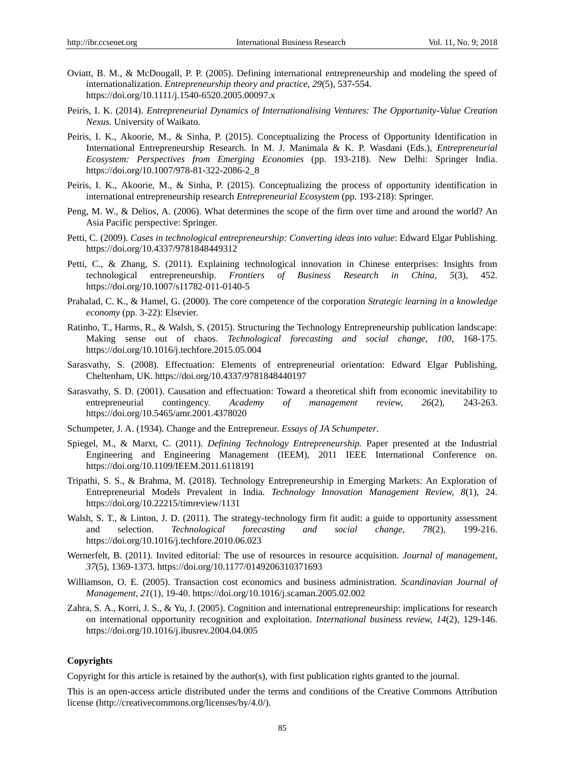Oviatt, B. M., & McDougall, P. P. (2005). Defining international entrepreneurship and modeling the speed of internationalization. *Entrepreneurship theory and practice, 29*(5), 537-554. https://doi.org/10.1111/j.1540-6520.2005.00097.x

Peiris, I. K. (2014). *Entrepreneurial Dynamics of Internationalising Ventures: The Opportunity-Value Creation Nexus.* University of Waikato.

Peiris, I. K., Akoorie, M., & Sinha, P. (2015). Conceptualizing the Process of Opportunity Identification in International Entrepreneurship Research. In M. J. Manimala & K. P. Wasdani (Eds.), *Entrepreneurial Ecosystem: Perspectives from Emerging Economies* (pp. 193-218). New Delhi: Springer India. https://doi.org/10.1007/978-81-322-2086-2_8

Peiris, I. K., Akoorie, M., & Sinha, P. (2015). Conceptualizing the process of opportunity identification in international entrepreneurship research *Entrepreneurial Ecosystem* (pp. 193-218): Springer.

Peng, M. W., & Delios, A. (2006). What determines the scope of the firm over time and around the world? An Asia Pacific perspective: Springer.

Petti, C. (2009). *Cases in technological entrepreneurship: Converting ideas into value*: Edward Elgar Publishing. https://doi.org/10.4337/9781848449312

Petti, C., & Zhang, S. (2011). Explaining technological innovation in Chinese enterprises: Insights from technological entrepreneurship. *Frontiers of Business Research in China, 5*(3), 452. https://doi.org/10.1007/s11782-011-0140-5

Prahalad, C. K., & Hamel, G. (2000). The core competence of the corporation *Strategic learning in a knowledge economy* (pp. 3-22): Elsevier.

Ratinho, T., Harms, R., & Walsh, S. (2015). Structuring the Technology Entrepreneurship publication landscape: Making sense out of chaos. *Technological forecasting and social change, 100*, 168-175. https://doi.org/10.1016/j.techfore.2015.05.004

Sarasvathy, S. (2008). Effectuation: Elements of entrepreneurial orientation: Edward Elgar Publishing, Cheltenham, UK. https://doi.org/10.4337/9781848440197

Sarasvathy, S. D. (2001). Causation and effectuation: Toward a theoretical shift from economic inevitability to entrepreneurial contingency. *Academy of management review, 26*(2), 243-263. https://doi.org/10.5465/amr.2001.4378020

Schumpeter, J. A. (1934). Change and the Entrepreneur. *Essays of JA Schumpeter*.

Spiegel, M., & Marxt, C. (2011). *Defining Technology Entrepreneurship.* Paper presented at the Industrial Engineering and Engineering Management (IEEM), 2011 IEEE International Conference on. https://doi.org/10.1109/IEEM.2011.6118191

Tripathi, S. S., & Brahma, M. (2018). Technology Entrepreneurship in Emerging Markets: An Exploration of Entrepreneurial Models Prevalent in India. *Technology Innovation Management Review, 8*(1), 24. https://doi.org/10.22215/timreview/1131

Walsh, S. T., & Linton, J. D. (2011). The strategy-technology firm fit audit: a guide to opportunity assessment and selection. *Technological forecasting and social change, 78*(2), 199-216. https://doi.org/10.1016/j.techfore.2010.06.023

Wernerfelt, B. (2011). Invited editorial: The use of resources in resource acquisition. *Journal of management, 37*(5), 1369-1373. https://doi.org/10.1177/0149206310371693

Williamson, O. E. (2005). Transaction cost economics and business administration. *Scandinavian Journal of Management, 21*(1), 19-40. https://doi.org/10.1016/j.scaman.2005.02.002

Zahra, S. A., Korri, J. S., & Yu, J. (2005). Cognition and international entrepreneurship: implications for research on international opportunity recognition and exploitation. *International business review, 14*(2), 129-146. https://doi.org/10.1016/j.ibusrev.2004.04.005

**Copyrights**

Copyright for this article is retained by the author(s), with first publication rights granted to the journal.

This is an open-access article distributed under the terms and conditions of the Creative Commons Attribution license (http://creativecommons.org/licenses/by/4.0/).